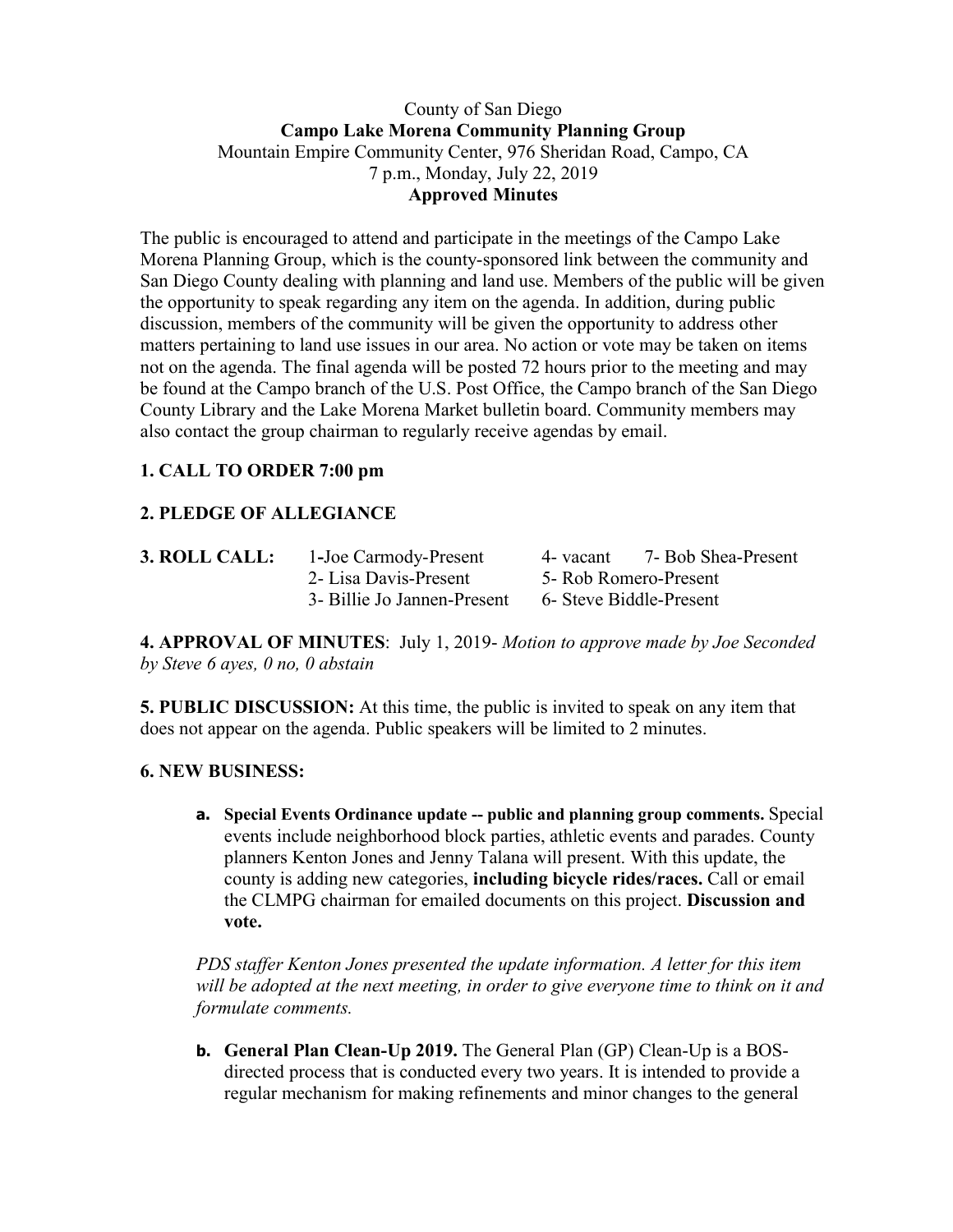County of San Diego

**Campo Lake Morena Community Planning Group**

Mountain Empire Community Center, 976 Sheridan Road, Campo, CA

7 p.m., Monday, July 22, 2019

**Approved Minutes**

The public is encouraged to attend and participate in the meetings of the Campo Lake Morena Planning Group, which is the county-sponsored link between the community and San Diego County dealing with planning and land use. Members of the public will be given the opportunity to speak regarding any item on the agenda. In addition, during public discussion, members of the community will be given the opportunity to address other matters pertaining to land use issues in our area. No action or vote may be taken on items not on the agenda. The final agenda will be posted 72 hours prior to the meeting and may be found at the Campo branch of the U.S. Post Office, the Campo branch of the San Diego County Library and the Lake Morena Market bulletin board. Community members may also contact the group chairman to regularly receive agendas by email.

**1. CALL TO ORDER 7:00 pm**

**2. PLEDGE OF ALLEGIANCE**

**3. ROLL CALL:**

1-Joe Carmody-Present
2- Lisa Davis-Present
3- Billie Jo Jannen-Present
4- vacant
5- Rob Romero-Present
6- Steve Biddle-Present
7- Bob Shea-Present

**4. APPROVAL OF MINUTES**: July 1, 2019- *Motion to approve made by Joe Seconded by Steve 6 ayes, 0 no, 0 abstain*

**5. PUBLIC DISCUSSION:** At this time, the public is invited to speak on any item that does not appear on the agenda. Public speakers will be limited to 2 minutes.

**6. NEW BUSINESS:**

a. **Special Events Ordinance update -- public and planning group comments.** Special events include neighborhood block parties, athletic events and parades. County planners Kenton Jones and Jenny Talana will present. With this update, the county is adding new categories, **including bicycle rides/races.** Call or email the CLMPG chairman for emailed documents on this project. **Discussion and vote.**

   *PDS staffer Kenton Jones presented the update information. A letter for this item will be adopted at the next meeting, in order to give everyone time to think on it and formulate comments.*

b. **General Plan Clean-Up 2019.** The General Plan (GP) Clean-Up is a BOS-directed process that is conducted every two years. It is intended to provide a regular mechanism for making refinements and minor changes to the general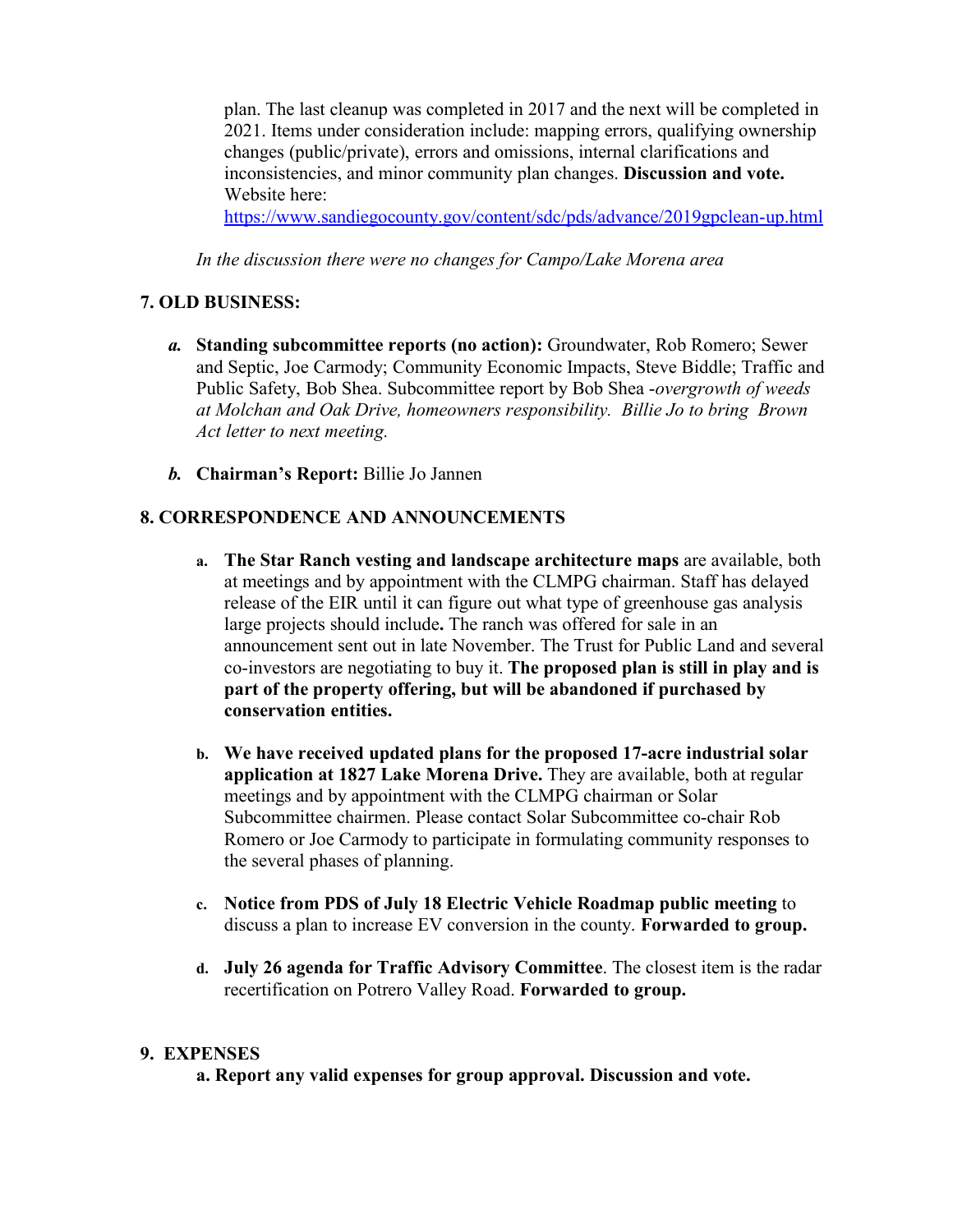plan. The last cleanup was completed in 2017 and the next will be completed in 2021. Items under consideration include: mapping errors, qualifying ownership changes (public/private), errors and omissions, internal clarifications and inconsistencies, and minor community plan changes. **Discussion and vote.** Website here: [https://www.sandiegocounty.gov/content/sdc/pds/advance/2019gpclean-up.html](https://www.sandiegocounty.gov/content/sdc/pds/advance/2019gpclean-up.html)

*In the discussion there were no changes for Campo/Lake Morena area*

## 7. OLD BUSINESS:

***a.*** **Standing subcommittee reports (no action):** Groundwater, Rob Romero; Sewer and Septic, Joe Carmody; Community Economic Impacts, Steve Biddle; Traffic and Public Safety, Bob Shea. Subcommittee report by Bob Shea -*overgrowth of weeds at Molchan and Oak Drive, homeowners responsibility. Billie Jo to bring Brown Act letter to next meeting.*

***b.*** **Chairman's Report:** Billie Jo Jannen

## 8. CORRESPONDENCE AND ANNOUNCEMENTS

**a.** **The Star Ranch vesting and landscape architecture maps** are available, both at meetings and by appointment with the CLMPG chairman. Staff has delayed release of the EIR until it can figure out what type of greenhouse gas analysis large projects should include**.** The ranch was offered for sale in an announcement sent out in late November. The Trust for Public Land and several co-investors are negotiating to buy it. **The proposed plan is still in play and is part of the property offering, but will be abandoned if purchased by conservation entities.**

**b.** **We have received updated plans for the proposed 17-acre industrial solar application at 1827 Lake Morena Drive.** They are available, both at regular meetings and by appointment with the CLMPG chairman or Solar Subcommittee chairmen. Please contact Solar Subcommittee co-chair Rob Romero or Joe Carmody to participate in formulating community responses to the several phases of planning.

**c.** **Notice from PDS of July 18 Electric Vehicle Roadmap public meeting** to discuss a plan to increase EV conversion in the county. **Forwarded to group.**

**d.** **July 26 agenda for Traffic Advisory Committee**. The closest item is the radar recertification on Potrero Valley Road. **Forwarded to group.**

## 9. EXPENSES

**a. Report any valid expenses for group approval. Discussion and vote.**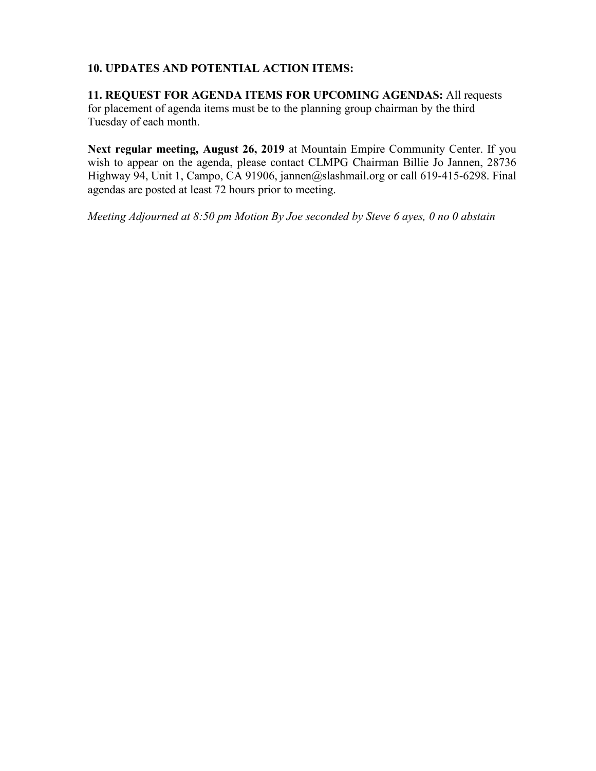**10. UPDATES AND POTENTIAL ACTION ITEMS:**

**11. REQUEST FOR AGENDA ITEMS FOR UPCOMING AGENDAS:** All requests for placement of agenda items must be to the planning group chairman by the third Tuesday of each month.

**Next regular meeting, August 26, 2019** at Mountain Empire Community Center. If you wish to appear on the agenda, please contact CLMPG Chairman Billie Jo Jannen, 28736 Highway 94, Unit 1, Campo, CA 91906, jannen@slashmail.org or call 619-415-6298. Final agendas are posted at least 72 hours prior to meeting.

*Meeting Adjourned at 8:50 pm Motion By Joe seconded by Steve 6 ayes, 0 no 0 abstain*